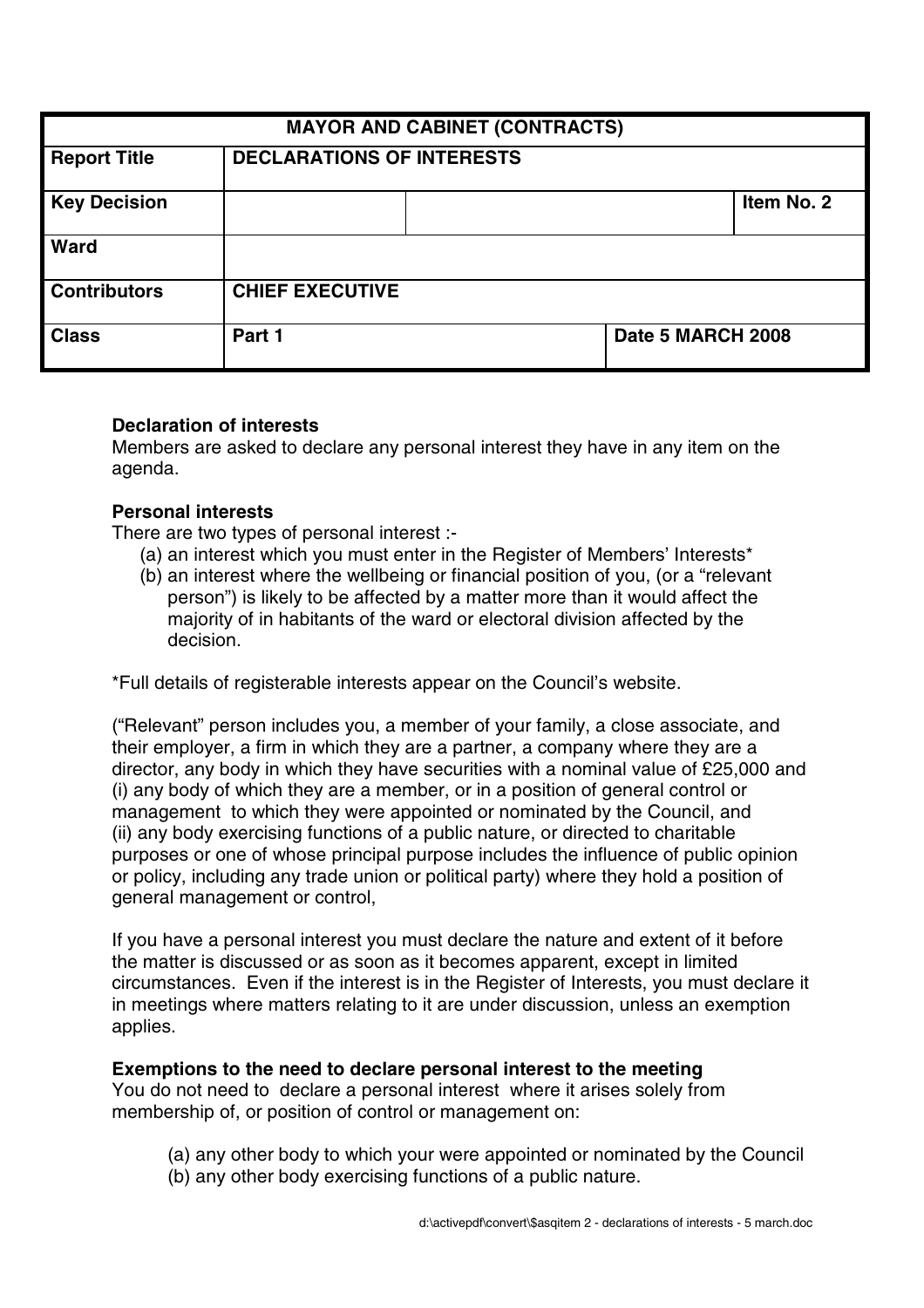| MAYOR AND CABINET (CONTRACTS) | | | |
|---|---|---|---|
| **Report Title** | **DECLARATIONS OF INTERESTS** | | |
| **Key Decision** | | | **Item No. 2** |
| **Ward** | | | |
| **Contributors** | **CHIEF EXECUTIVE** | | |
| **Class** | **Part 1** | | **Date 5 MARCH 2008** |

**Declaration of interests**
Members are asked to declare any personal interest they have in any item on the agenda.

**Personal interests**
There are two types of personal interest :-

(a) an interest which you must enter in the Register of Members' Interests*
(b) an interest where the wellbeing or financial position of you, (or a "relevant person") is likely to be affected by a matter more than it would affect the majority of in habitants of the ward or electoral division affected by the decision.

*Full details of registerable interests appear on the Council's website.

("Relevant" person includes you, a member of your family, a close associate, and their employer, a firm in which they are a partner, a company where they are a director, any body in which they have securities with a nominal value of £25,000 and (i) any body of which they are a member, or in a position of general control or management to which they were appointed or nominated by the Council, and (ii) any body exercising functions of a public nature, or directed to charitable purposes or one of whose principal purpose includes the influence of public opinion or policy, including any trade union or political party) where they hold a position of general management or control,

If you have a personal interest you must declare the nature and extent of it before the matter is discussed or as soon as it becomes apparent, except in limited circumstances. Even if the interest is in the Register of Interests, you must declare it in meetings where matters relating to it are under discussion, unless an exemption applies.

**Exemptions to the need to declare personal interest to the meeting**
You do not need to declare a personal interest where it arises solely from membership of, or position of control or management on:

(a) any other body to which your were appointed or nominated by the Council
(b) any other body exercising functions of a public nature.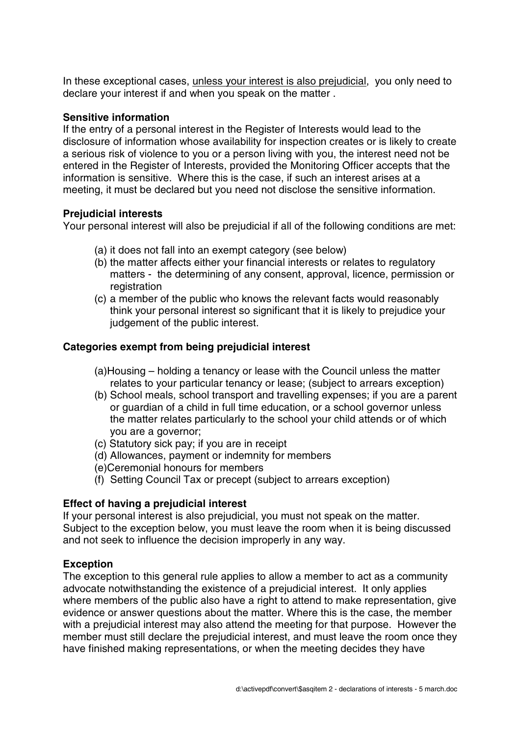In these exceptional cases, unless your interest is also prejudicial, you only need to declare your interest if and when you speak on the matter .

**Sensitive information**

If the entry of a personal interest in the Register of Interests would lead to the disclosure of information whose availability for inspection creates or is likely to create a serious risk of violence to you or a person living with you, the interest need not be entered in the Register of Interests, provided the Monitoring Officer accepts that the information is sensitive. Where this is the case, if such an interest arises at a meeting, it must be declared but you need not disclose the sensitive information.

**Prejudicial interests**

Your personal interest will also be prejudicial if all of the following conditions are met:

(a) it does not fall into an exempt category (see below)
(b) the matter affects either your financial interests or relates to regulatory matters - the determining of any consent, approval, licence, permission or registration
(c) a member of the public who knows the relevant facts would reasonably think your personal interest so significant that it is likely to prejudice your judgement of the public interest.

**Categories exempt from being prejudicial interest**

(a)Housing – holding a tenancy or lease with the Council unless the matter relates to your particular tenancy or lease; (subject to arrears exception)
(b) School meals, school transport and travelling expenses; if you are a parent or guardian of a child in full time education, or a school governor unless the matter relates particularly to the school your child attends or of which you are a governor;
(c) Statutory sick pay; if you are in receipt
(d) Allowances, payment or indemnity for members
(e)Ceremonial honours for members
(f) Setting Council Tax or precept (subject to arrears exception)

**Effect of having a prejudicial interest**

If your personal interest is also prejudicial, you must not speak on the matter. Subject to the exception below, you must leave the room when it is being discussed and not seek to influence the decision improperly in any way.

**Exception**

The exception to this general rule applies to allow a member to act as a community advocate notwithstanding the existence of a prejudicial interest. It only applies where members of the public also have a right to attend to make representation, give evidence or answer questions about the matter. Where this is the case, the member with a prejudicial interest may also attend the meeting for that purpose. However the member must still declare the prejudicial interest, and must leave the room once they have finished making representations, or when the meeting decides they have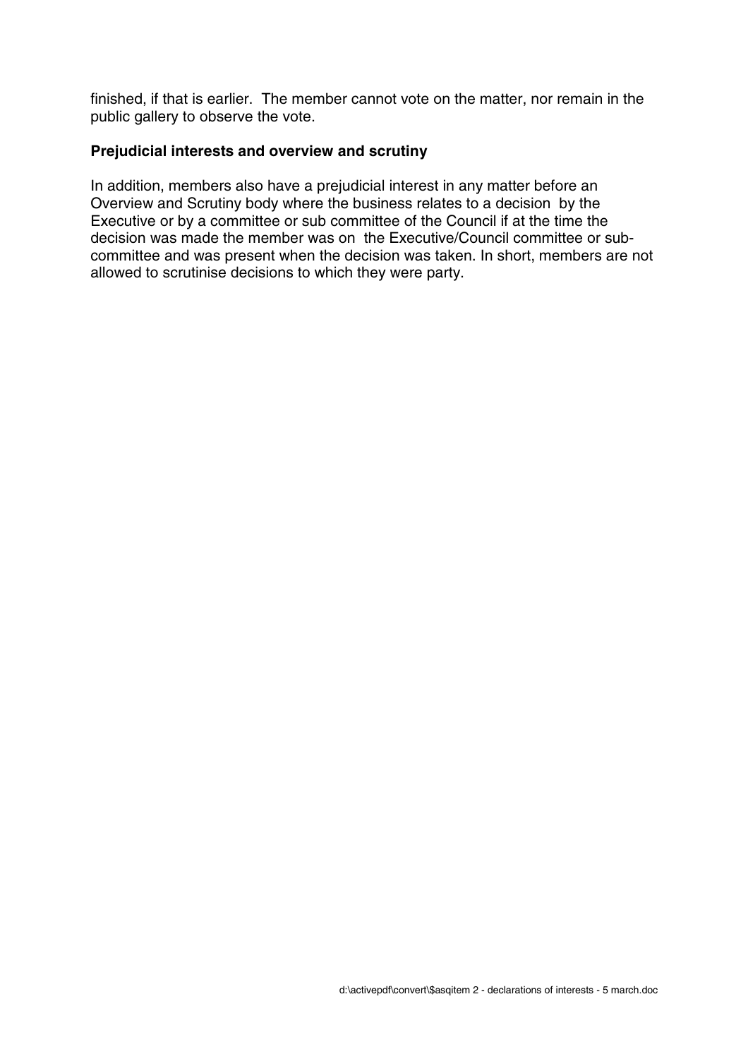finished, if that is earlier. The member cannot vote on the matter, nor remain in the public gallery to observe the vote.

**Prejudicial interests and overview and scrutiny**

In addition, members also have a prejudicial interest in any matter before an Overview and Scrutiny body where the business relates to a decision by the Executive or by a committee or sub committee of the Council if at the time the decision was made the member was on the Executive/Council committee or sub-committee and was present when the decision was taken. In short, members are not allowed to scrutinise decisions to which they were party.